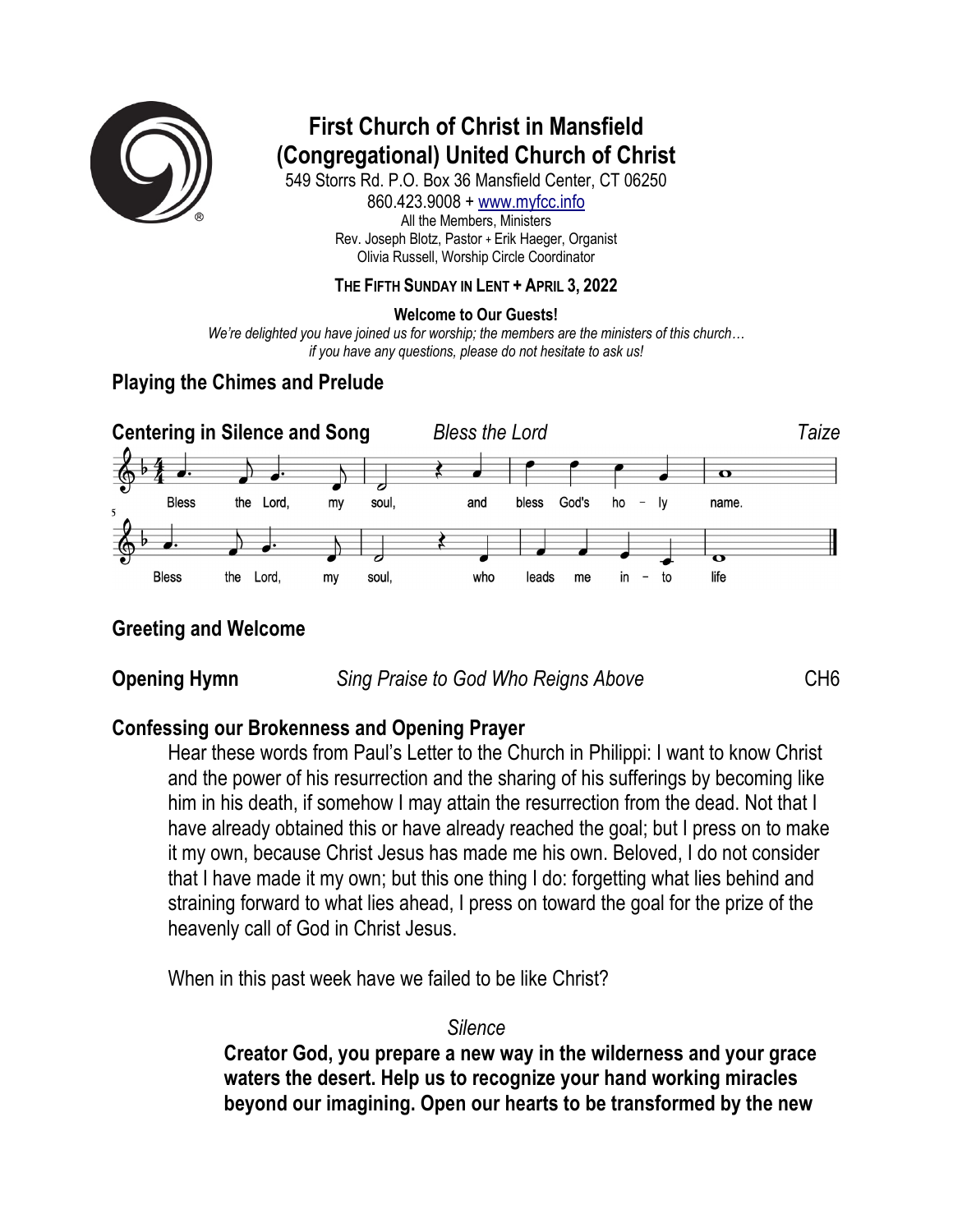# First Church of Christ in Mansfield
# (Congregational) United Church of Christ

549 Storrs Rd. P.O. Box 36 Mansfield Center, CT 06250
860.423.9008 + www.myfcc.info
All the Members, Ministers
Rev. Joseph Blotz, Pastor + Erik Haeger, Organist
Olivia Russell, Worship Circle Coordinator

**THE FIFTH SUNDAY IN LENT + APRIL 3, 2022**

**Welcome to Our Guests!**
*We're delighted you have joined us for worship; the members are the ministers of this church…*
*if you have any questions, please do not hesitate to ask us!*

## Playing the Chimes and Prelude

## Centering in Silence and Song *Bless the Lord* *Taize*

Bless the Lord, my soul, and bless God's ho - ly name.
Bless the Lord, my soul, who leads me in - to life

## Greeting and Welcome

## Opening Hymn *Sing Praise to God Who Reigns Above* CH6

## Confessing our Brokenness and Opening Prayer

Hear these words from Paul's Letter to the Church in Philippi: I want to know Christ and the power of his resurrection and the sharing of his sufferings by becoming like him in his death, if somehow I may attain the resurrection from the dead. Not that I have already obtained this or have already reached the goal; but I press on to make it my own, because Christ Jesus has made me his own. Beloved, I do not consider that I have made it my own; but this one thing I do: forgetting what lies behind and straining forward to what lies ahead, I press on toward the goal for the prize of the heavenly call of God in Christ Jesus.

When in this past week have we failed to be like Christ?

*Silence*

**Creator God, you prepare a new way in the wilderness and your grace waters the desert. Help us to recognize your hand working miracles beyond our imagining. Open our hearts to be transformed by the new**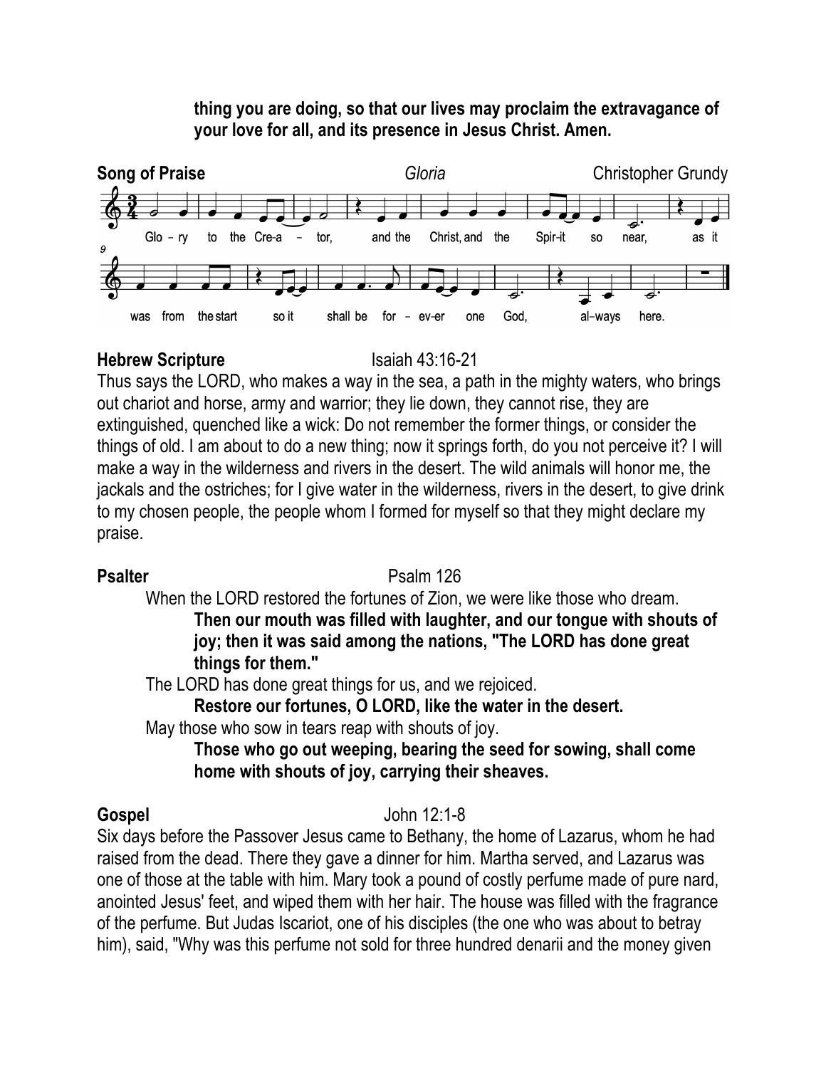**thing you are doing, so that our lives may proclaim the extravagance of your love for all, and its presence in Jesus Christ. Amen.**

**Song of Praise** *Gloria* Christopher Grundy

Glo – ry to the Cre-a – tor, and the Christ, and the Spir-it so near, as it was from the start so it shall be for – ev-er one God, al–ways here.

**Hebrew Scripture** Isaiah 43:16-21

Thus says the LORD, who makes a way in the sea, a path in the mighty waters, who brings out chariot and horse, army and warrior; they lie down, they cannot rise, they are extinguished, quenched like a wick: Do not remember the former things, or consider the things of old. I am about to do a new thing; now it springs forth, do you not perceive it? I will make a way in the wilderness and rivers in the desert. The wild animals will honor me, the jackals and the ostriches; for I give water in the wilderness, rivers in the desert, to give drink to my chosen people, the people whom I formed for myself so that they might declare my praise.

**Psalter** Psalm 126

When the LORD restored the fortunes of Zion, we were like those who dream.

**Then our mouth was filled with laughter, and our tongue with shouts of joy; then it was said among the nations, "The LORD has done great things for them."**

The LORD has done great things for us, and we rejoiced.

**Restore our fortunes, O LORD, like the water in the desert.**

May those who sow in tears reap with shouts of joy.

**Those who go out weeping, bearing the seed for sowing, shall come home with shouts of joy, carrying their sheaves.**

**Gospel** John 12:1-8

Six days before the Passover Jesus came to Bethany, the home of Lazarus, whom he had raised from the dead. There they gave a dinner for him. Martha served, and Lazarus was one of those at the table with him. Mary took a pound of costly perfume made of pure nard, anointed Jesus' feet, and wiped them with her hair. The house was filled with the fragrance of the perfume. But Judas Iscariot, one of his disciples (the one who was about to betray him), said, "Why was this perfume not sold for three hundred denarii and the money given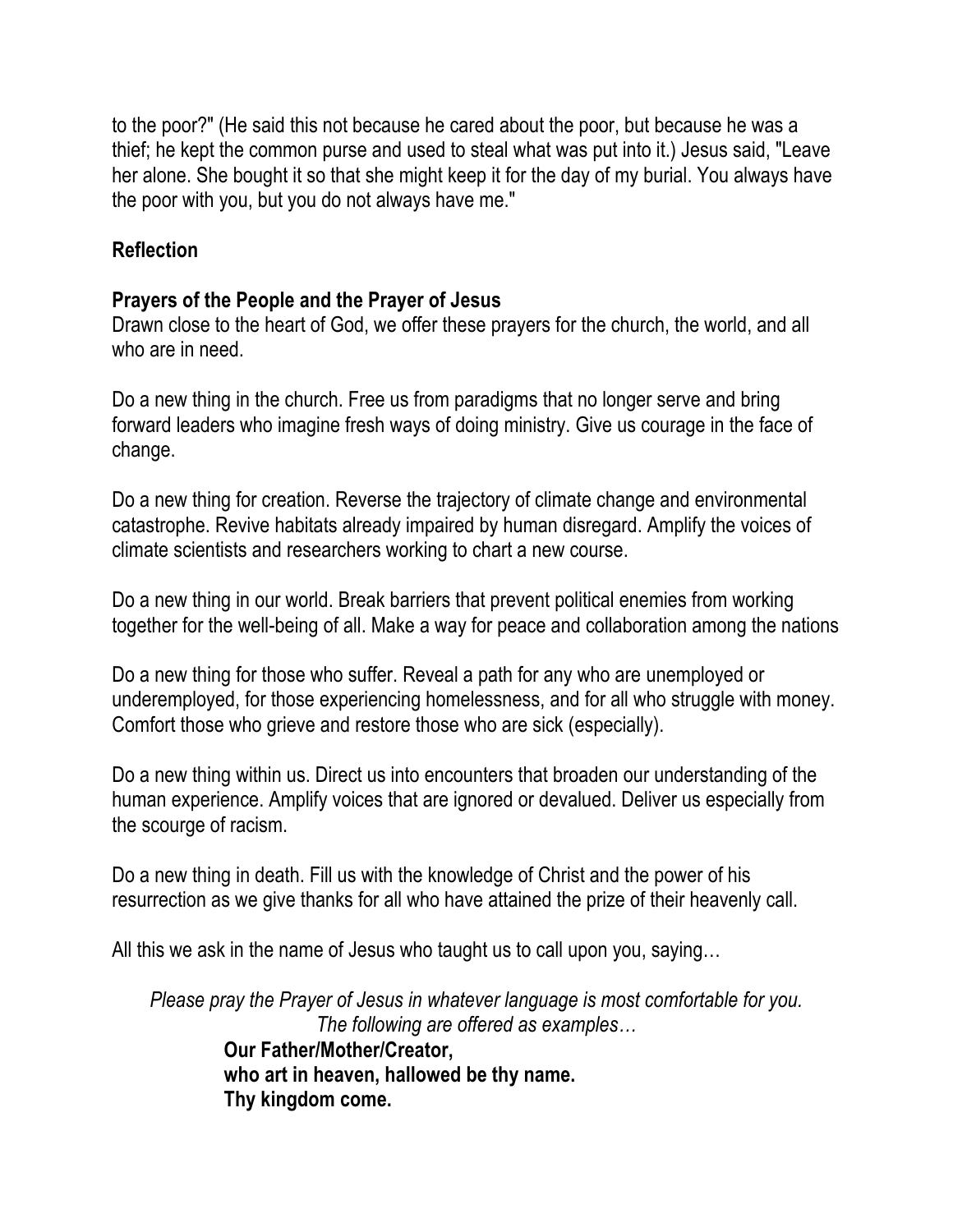to the poor?" (He said this not because he cared about the poor, but because he was a thief; he kept the common purse and used to steal what was put into it.) Jesus said, "Leave her alone. She bought it so that she might keep it for the day of my burial. You always have the poor with you, but you do not always have me."

**Reflection**

**Prayers of the People and the Prayer of Jesus**
Drawn close to the heart of God, we offer these prayers for the church, the world, and all who are in need.

Do a new thing in the church. Free us from paradigms that no longer serve and bring forward leaders who imagine fresh ways of doing ministry. Give us courage in the face of change.

Do a new thing for creation. Reverse the trajectory of climate change and environmental catastrophe. Revive habitats already impaired by human disregard. Amplify the voices of climate scientists and researchers working to chart a new course.

Do a new thing in our world. Break barriers that prevent political enemies from working together for the well-being of all. Make a way for peace and collaboration among the nations

Do a new thing for those who suffer. Reveal a path for any who are unemployed or underemployed, for those experiencing homelessness, and for all who struggle with money. Comfort those who grieve and restore those who are sick (especially).

Do a new thing within us. Direct us into encounters that broaden our understanding of the human experience. Amplify voices that are ignored or devalued. Deliver us especially from the scourge of racism.

Do a new thing in death. Fill us with the knowledge of Christ and the power of his resurrection as we give thanks for all who have attained the prize of their heavenly call.

All this we ask in the name of Jesus who taught us to call upon you, saying…

*Please pray the Prayer of Jesus in whatever language is most comfortable for you.*
*The following are offered as examples…*

**Our Father/Mother/Creator,**
**who art in heaven, hallowed be thy name.**
**Thy kingdom come.**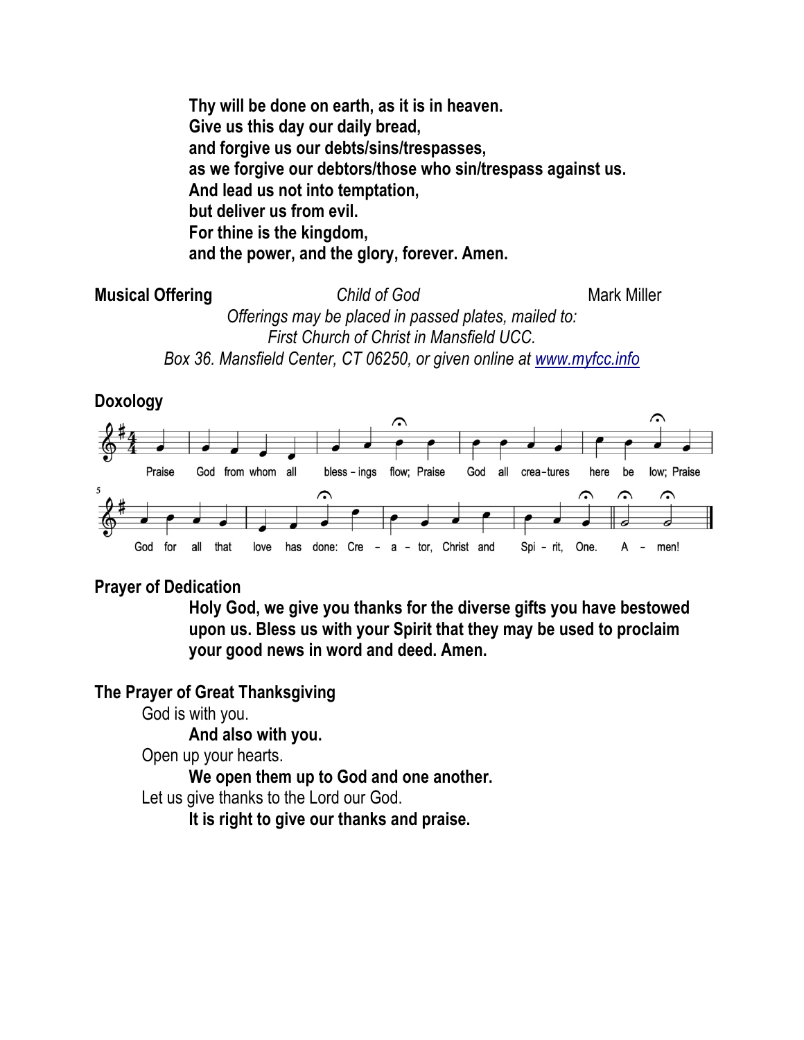**Thy will be done on earth, as it is in heaven.**
**Give us this day our daily bread,**
**and forgive us our debts/sins/trespasses,**
**as we forgive our debtors/those who sin/trespass against us.**
**And lead us not into temptation,**
**but deliver us from evil.**
**For thine is the kingdom,**
**and the power, and the glory, forever. Amen.**

**Musical Offering** *Child of God* Mark Miller

*Offerings may be placed in passed plates, mailed to:*
*First Church of Christ in Mansfield UCC.*
*Box 36. Mansfield Center, CT 06250, or given online at www.myfcc.info*

**Doxology**

Praise God from whom all bless – ings flow; Praise God all crea-tures here be low; Praise God for all that love has done: Cre – a – tor, Christ and Spi – rit, One. A – men!

**Prayer of Dedication**

**Holy God, we give you thanks for the diverse gifts you have bestowed upon us. Bless us with your Spirit that they may be used to proclaim your good news in word and deed. Amen.**

**The Prayer of Great Thanksgiving**

God is with you.
**And also with you.**
Open up your hearts.
**We open them up to God and one another.**
Let us give thanks to the Lord our God.
**It is right to give our thanks and praise.**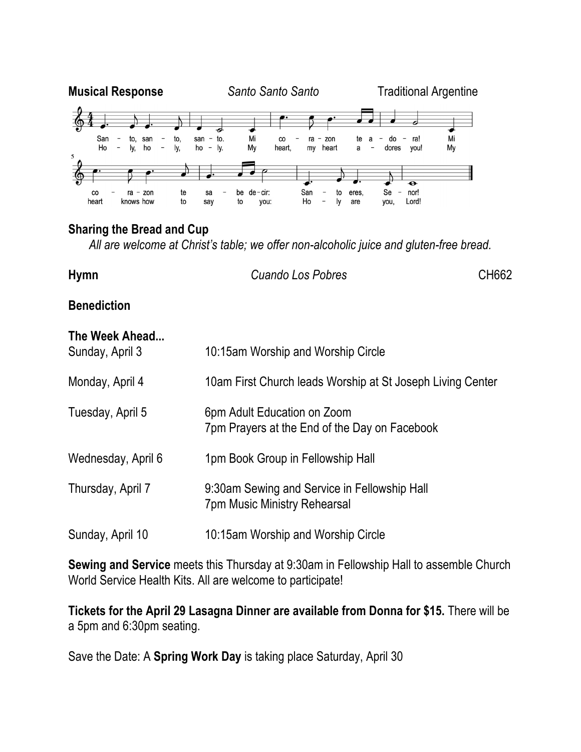**Musical Response** *Santo Santo Santo* Traditional Argentine

**Sharing the Bread and Cup**

*All are welcome at Christ's table; we offer non-alcoholic juice and gluten-free bread.*

**Hymn** *Cuando Los Pobres* CH662

**Benediction**

**The Week Ahead...**

| | |
|---|---|
| Sunday, April 3 | 10:15am Worship and Worship Circle |
| Monday, April 4 | 10am First Church leads Worship at St Joseph Living Center |
| Tuesday, April 5 | 6pm Adult Education on Zoom<br>7pm Prayers at the End of the Day on Facebook |
| Wednesday, April 6 | 1pm Book Group in Fellowship Hall |
| Thursday, April 7 | 9:30am Sewing and Service in Fellowship Hall<br>7pm Music Ministry Rehearsal |
| Sunday, April 10 | 10:15am Worship and Worship Circle |

**Sewing and Service** meets this Thursday at 9:30am in Fellowship Hall to assemble Church World Service Health Kits. All are welcome to participate!

**Tickets for the April 29 Lasagna Dinner are available from Donna for $15.** There will be a 5pm and 6:30pm seating.

Save the Date: A **Spring Work Day** is taking place Saturday, April 30